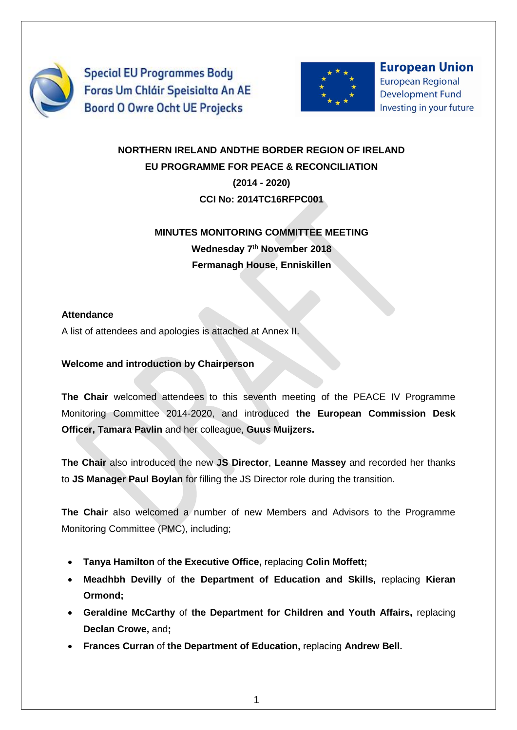Special EU Programmes Body
Foras Um Chláir Speisialta An AE
Boord O Owre Ocht UE Projecks

European Union
European Regional Development Fund
Investing in your future

**NORTHERN IRELAND ANDTHE BORDER REGION OF IRELAND**
**EU PROGRAMME FOR PEACE & RECONCILIATION**
**(2014 - 2020)**
**CCI No: 2014TC16RFPC001**

**MINUTES MONITORING COMMITTEE MEETING**
**Wednesday 7th November 2018**
**Fermanagh House, Enniskillen**

**Attendance**

A list of attendees and apologies is attached at Annex II.

**Welcome and introduction by Chairperson**

**The Chair** welcomed attendees to this seventh meeting of the PEACE IV Programme Monitoring Committee 2014-2020, and introduced **the European Commission Desk Officer, Tamara Pavlin** and her colleague, **Guus Muijzers.**

**The Chair** also introduced the new **JS Director**, **Leanne Massey** and recorded her thanks to **JS Manager Paul Boylan** for filling the JS Director role during the transition.

**The Chair** also welcomed a number of new Members and Advisors to the Programme Monitoring Committee (PMC), including;

- **Tanya Hamilton** of **the Executive Office,** replacing **Colin Moffett;**
- **Meadhbh Devilly** of **the Department of Education and Skills,** replacing **Kieran Ormond;**
- **Geraldine McCarthy** of **the Department for Children and Youth Affairs,** replacing **Declan Crowe,** and**;**
- **Frances Curran** of **the Department of Education,** replacing **Andrew Bell.**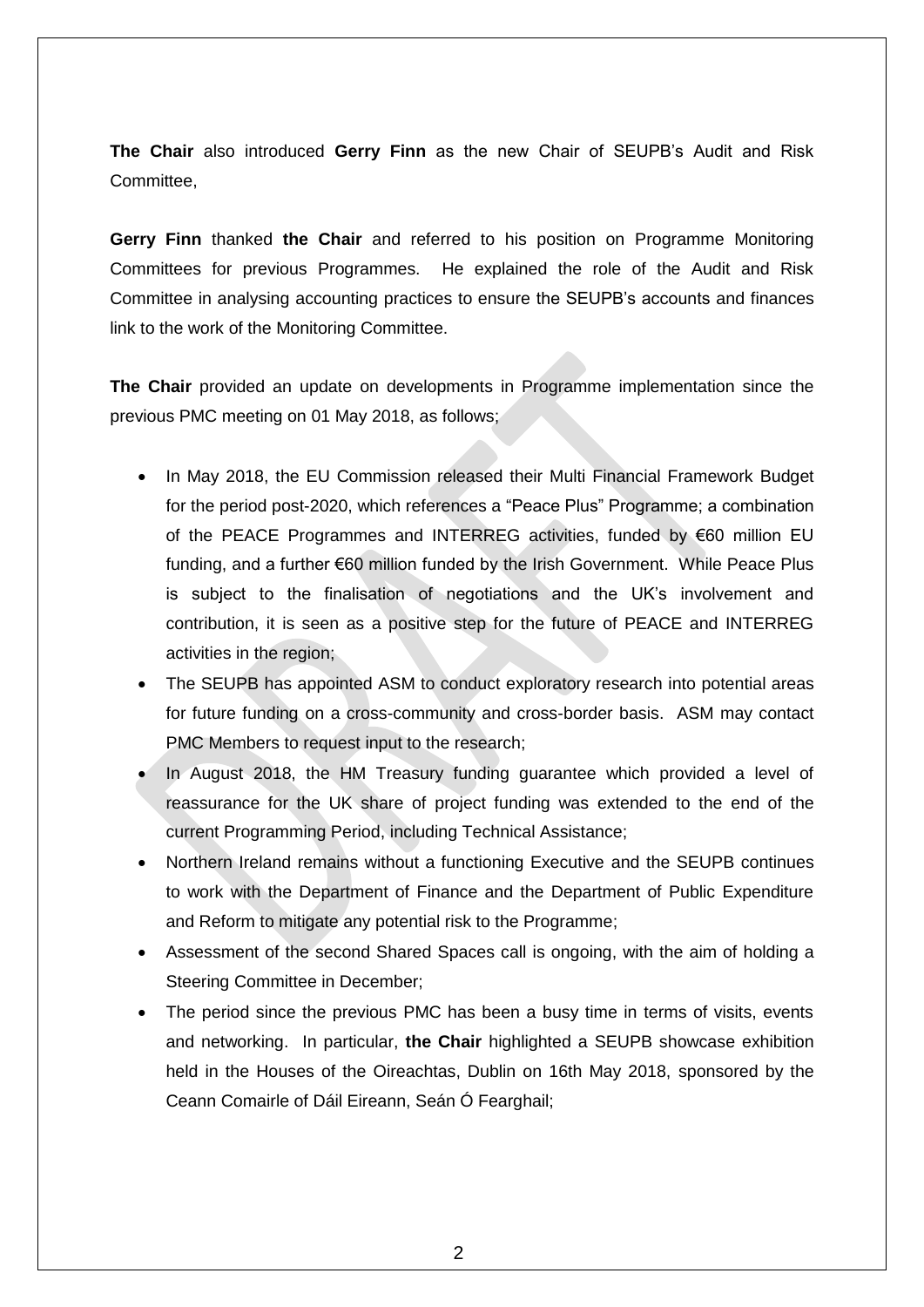**The Chair** also introduced **Gerry Finn** as the new Chair of SEUPB's Audit and Risk Committee,

**Gerry Finn** thanked **the Chair** and referred to his position on Programme Monitoring Committees for previous Programmes. He explained the role of the Audit and Risk Committee in analysing accounting practices to ensure the SEUPB's accounts and finances link to the work of the Monitoring Committee.

**The Chair** provided an update on developments in Programme implementation since the previous PMC meeting on 01 May 2018, as follows;

- In May 2018, the EU Commission released their Multi Financial Framework Budget for the period post-2020, which references a "Peace Plus" Programme; a combination of the PEACE Programmes and INTERREG activities, funded by €60 million EU funding, and a further €60 million funded by the Irish Government. While Peace Plus is subject to the finalisation of negotiations and the UK's involvement and contribution, it is seen as a positive step for the future of PEACE and INTERREG activities in the region;
- The SEUPB has appointed ASM to conduct exploratory research into potential areas for future funding on a cross-community and cross-border basis. ASM may contact PMC Members to request input to the research;
- In August 2018, the HM Treasury funding guarantee which provided a level of reassurance for the UK share of project funding was extended to the end of the current Programming Period, including Technical Assistance;
- Northern Ireland remains without a functioning Executive and the SEUPB continues to work with the Department of Finance and the Department of Public Expenditure and Reform to mitigate any potential risk to the Programme;
- Assessment of the second Shared Spaces call is ongoing, with the aim of holding a Steering Committee in December;
- The period since the previous PMC has been a busy time in terms of visits, events and networking. In particular, **the Chair** highlighted a SEUPB showcase exhibition held in the Houses of the Oireachtas, Dublin on 16th May 2018, sponsored by the Ceann Comairle of Dáil Eireann, Seán Ó Fearghail;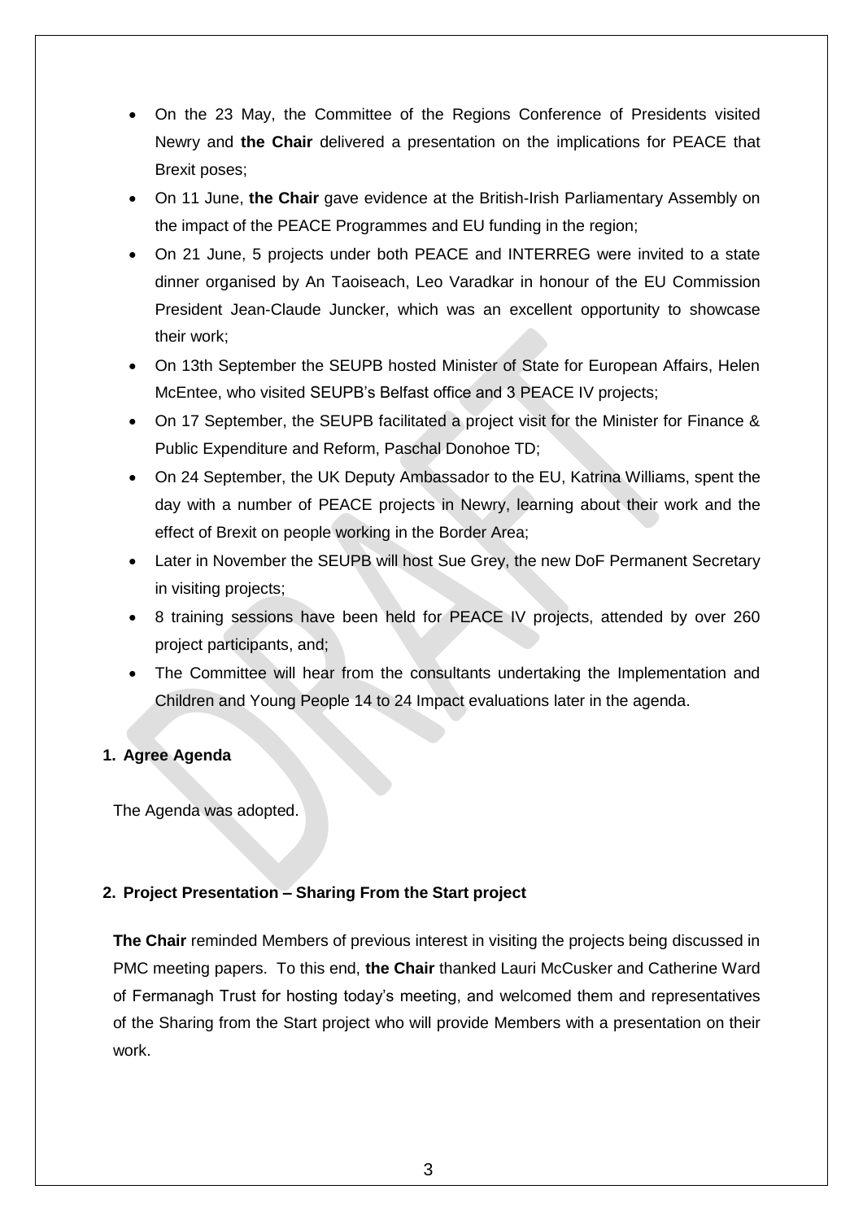- On the 23 May, the Committee of the Regions Conference of Presidents visited Newry and **the Chair** delivered a presentation on the implications for PEACE that Brexit poses;
- On 11 June, **the Chair** gave evidence at the British-Irish Parliamentary Assembly on the impact of the PEACE Programmes and EU funding in the region;
- On 21 June, 5 projects under both PEACE and INTERREG were invited to a state dinner organised by An Taoiseach, Leo Varadkar in honour of the EU Commission President Jean-Claude Juncker, which was an excellent opportunity to showcase their work;
- On 13th September the SEUPB hosted Minister of State for European Affairs, Helen McEntee, who visited SEUPB's Belfast office and 3 PEACE IV projects;
- On 17 September, the SEUPB facilitated a project visit for the Minister for Finance & Public Expenditure and Reform, Paschal Donohoe TD;
- On 24 September, the UK Deputy Ambassador to the EU, Katrina Williams, spent the day with a number of PEACE projects in Newry, learning about their work and the effect of Brexit on people working in the Border Area;
- Later in November the SEUPB will host Sue Grey, the new DoF Permanent Secretary in visiting projects;
- 8 training sessions have been held for PEACE IV projects, attended by over 260 project participants, and;
- The Committee will hear from the consultants undertaking the Implementation and Children and Young People 14 to 24 Impact evaluations later in the agenda.

**1. Agree Agenda**

The Agenda was adopted.

**2. Project Presentation – Sharing From the Start project**

**The Chair** reminded Members of previous interest in visiting the projects being discussed in PMC meeting papers. To this end, **the Chair** thanked Lauri McCusker and Catherine Ward of Fermanagh Trust for hosting today's meeting, and welcomed them and representatives of the Sharing from the Start project who will provide Members with a presentation on their work.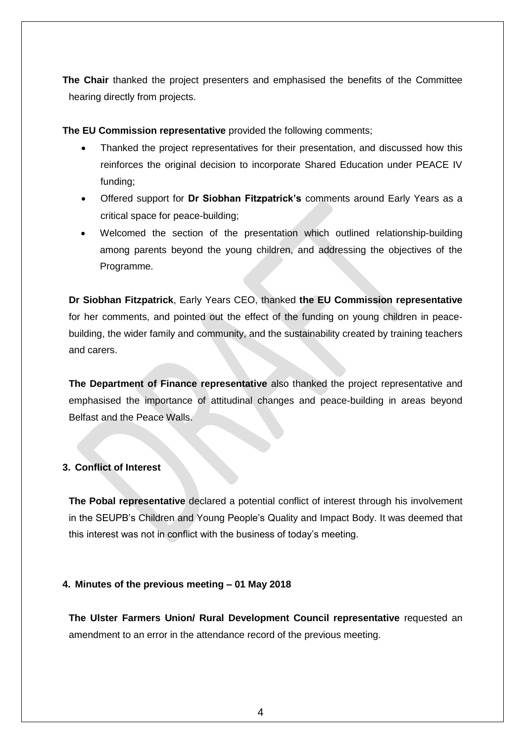**The Chair** thanked the project presenters and emphasised the benefits of the Committee hearing directly from projects.

**The EU Commission representative** provided the following comments;

- Thanked the project representatives for their presentation, and discussed how this reinforces the original decision to incorporate Shared Education under PEACE IV funding;
- Offered support for **Dr Siobhan Fitzpatrick's** comments around Early Years as a critical space for peace-building;
- Welcomed the section of the presentation which outlined relationship-building among parents beyond the young children, and addressing the objectives of the Programme.

**Dr Siobhan Fitzpatrick**, Early Years CEO, thanked **the EU Commission representative** for her comments, and pointed out the effect of the funding on young children in peace-building, the wider family and community, and the sustainability created by training teachers and carers.

**The Department of Finance representative** also thanked the project representative and emphasised the importance of attitudinal changes and peace-building in areas beyond Belfast and the Peace Walls.

## 3. Conflict of Interest

**The Pobal representative** declared a potential conflict of interest through his involvement in the SEUPB's Children and Young People's Quality and Impact Body. It was deemed that this interest was not in conflict with the business of today's meeting.

## 4. Minutes of the previous meeting – 01 May 2018

**The Ulster Farmers Union/ Rural Development Council representative** requested an amendment to an error in the attendance record of the previous meeting.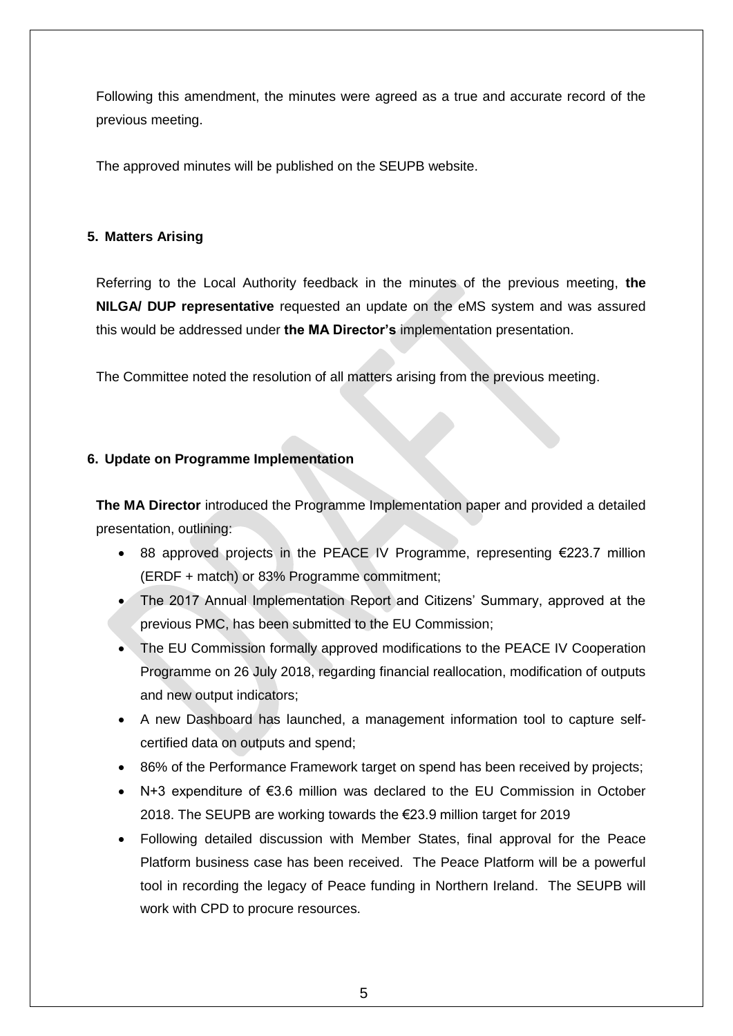Following this amendment, the minutes were agreed as a true and accurate record of the previous meeting.

The approved minutes will be published on the SEUPB website.

## 5. Matters Arising

Referring to the Local Authority feedback in the minutes of the previous meeting, **the NILGA/ DUP representative** requested an update on the eMS system and was assured this would be addressed under **the MA Director's** implementation presentation.

The Committee noted the resolution of all matters arising from the previous meeting.

## 6. Update on Programme Implementation

**The MA Director** introduced the Programme Implementation paper and provided a detailed presentation, outlining:

- 88 approved projects in the PEACE IV Programme, representing €223.7 million (ERDF + match) or 83% Programme commitment;
- The 2017 Annual Implementation Report and Citizens' Summary, approved at the previous PMC, has been submitted to the EU Commission;
- The EU Commission formally approved modifications to the PEACE IV Cooperation Programme on 26 July 2018, regarding financial reallocation, modification of outputs and new output indicators;
- A new Dashboard has launched, a management information tool to capture self-certified data on outputs and spend;
- 86% of the Performance Framework target on spend has been received by projects;
- N+3 expenditure of €3.6 million was declared to the EU Commission in October 2018. The SEUPB are working towards the €23.9 million target for 2019
- Following detailed discussion with Member States, final approval for the Peace Platform business case has been received. The Peace Platform will be a powerful tool in recording the legacy of Peace funding in Northern Ireland. The SEUPB will work with CPD to procure resources.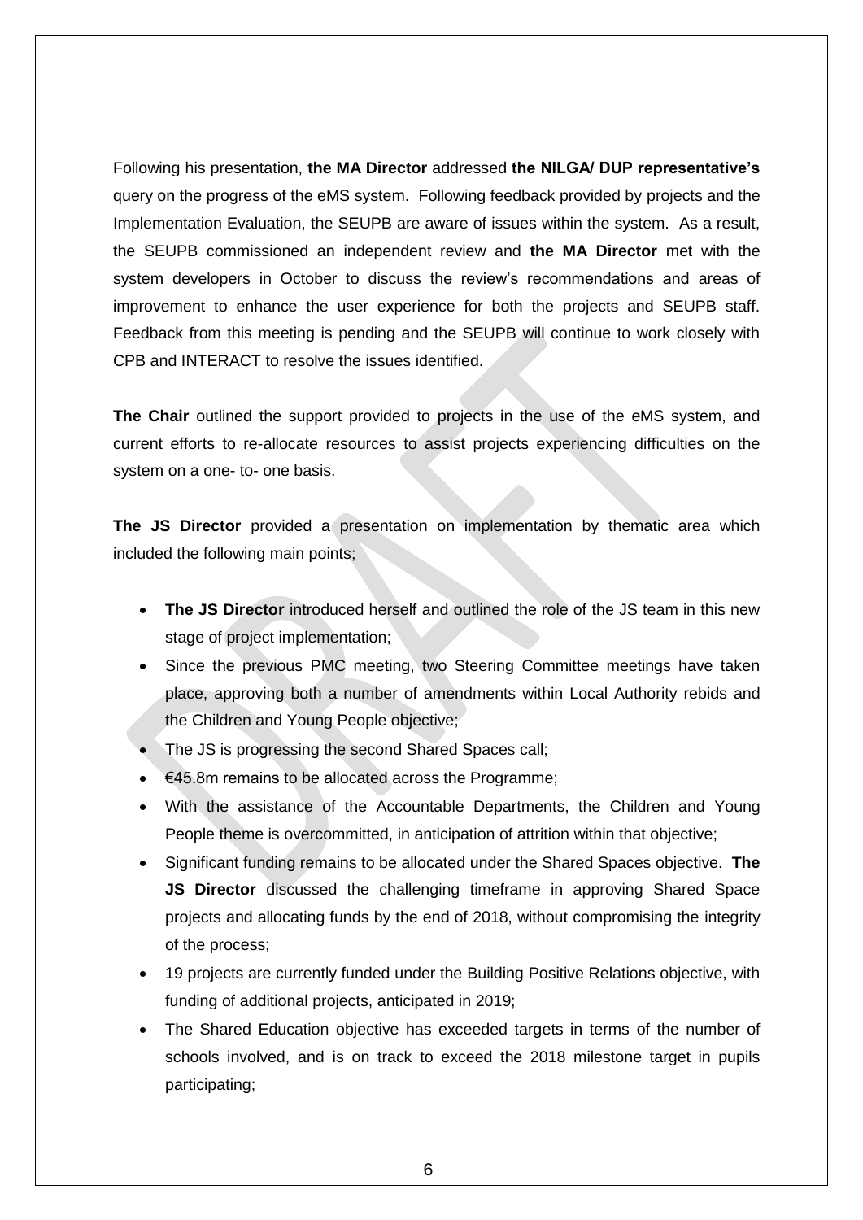Following his presentation, **the MA Director** addressed **the NILGA/ DUP representative's** query on the progress of the eMS system. Following feedback provided by projects and the Implementation Evaluation, the SEUPB are aware of issues within the system. As a result, the SEUPB commissioned an independent review and **the MA Director** met with the system developers in October to discuss the review's recommendations and areas of improvement to enhance the user experience for both the projects and SEUPB staff. Feedback from this meeting is pending and the SEUPB will continue to work closely with CPB and INTERACT to resolve the issues identified.

**The Chair** outlined the support provided to projects in the use of the eMS system, and current efforts to re-allocate resources to assist projects experiencing difficulties on the system on a one- to- one basis.

**The JS Director** provided a presentation on implementation by thematic area which included the following main points;

- **The JS Director** introduced herself and outlined the role of the JS team in this new stage of project implementation;
- Since the previous PMC meeting, two Steering Committee meetings have taken place, approving both a number of amendments within Local Authority rebids and the Children and Young People objective;
- The JS is progressing the second Shared Spaces call;
- €45.8m remains to be allocated across the Programme;
- With the assistance of the Accountable Departments, the Children and Young People theme is overcommitted, in anticipation of attrition within that objective;
- Significant funding remains to be allocated under the Shared Spaces objective. **The JS Director** discussed the challenging timeframe in approving Shared Space projects and allocating funds by the end of 2018, without compromising the integrity of the process;
- 19 projects are currently funded under the Building Positive Relations objective, with funding of additional projects, anticipated in 2019;
- The Shared Education objective has exceeded targets in terms of the number of schools involved, and is on track to exceed the 2018 milestone target in pupils participating;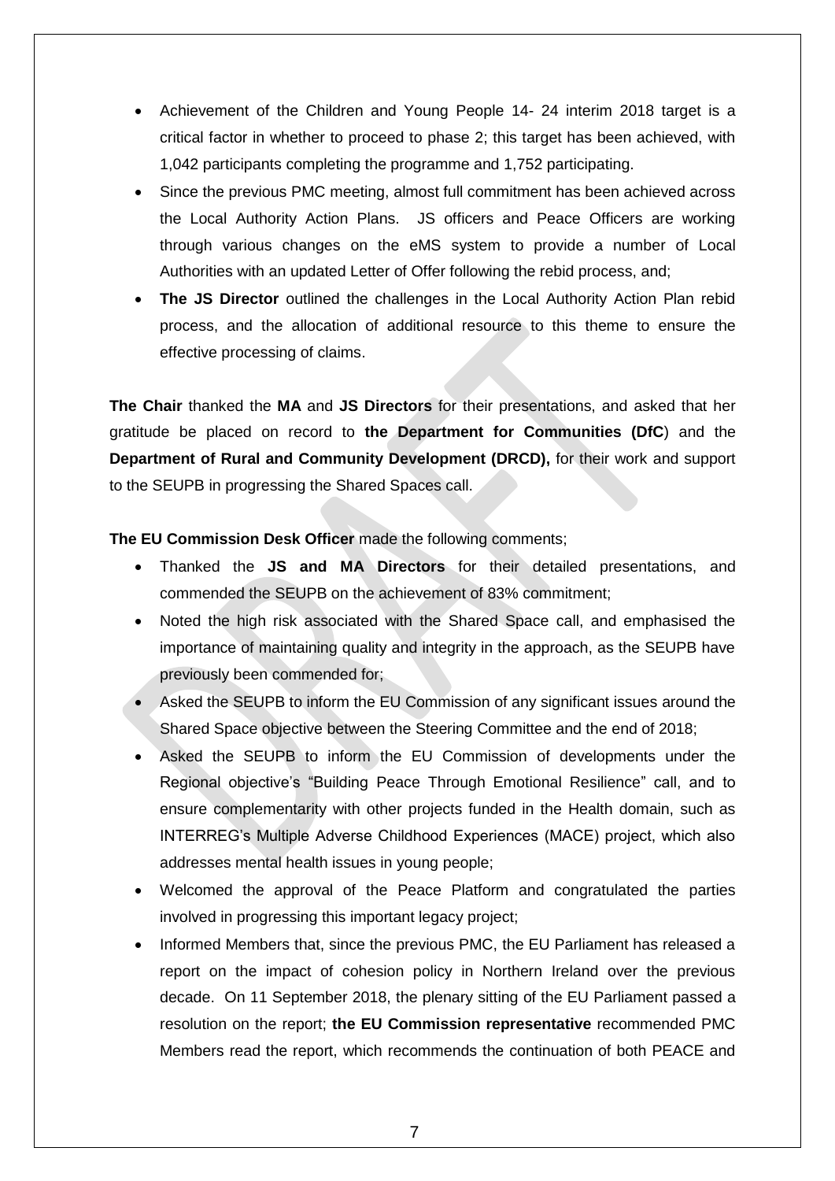- Achievement of the Children and Young People 14- 24 interim 2018 target is a critical factor in whether to proceed to phase 2; this target has been achieved, with 1,042 participants completing the programme and 1,752 participating.
- Since the previous PMC meeting, almost full commitment has been achieved across the Local Authority Action Plans. JS officers and Peace Officers are working through various changes on the eMS system to provide a number of Local Authorities with an updated Letter of Offer following the rebid process, and;
- **The JS Director** outlined the challenges in the Local Authority Action Plan rebid process, and the allocation of additional resource to this theme to ensure the effective processing of claims.

**The Chair** thanked the **MA** and **JS Directors** for their presentations, and asked that her gratitude be placed on record to **the Department for Communities (DfC**) and the **Department of Rural and Community Development (DRCD),** for their work and support to the SEUPB in progressing the Shared Spaces call.

**The EU Commission Desk Officer** made the following comments;

- Thanked the **JS and MA Directors** for their detailed presentations, and commended the SEUPB on the achievement of 83% commitment;
- Noted the high risk associated with the Shared Space call, and emphasised the importance of maintaining quality and integrity in the approach, as the SEUPB have previously been commended for;
- Asked the SEUPB to inform the EU Commission of any significant issues around the Shared Space objective between the Steering Committee and the end of 2018;
- Asked the SEUPB to inform the EU Commission of developments under the Regional objective's "Building Peace Through Emotional Resilience" call, and to ensure complementarity with other projects funded in the Health domain, such as INTERREG's Multiple Adverse Childhood Experiences (MACE) project, which also addresses mental health issues in young people;
- Welcomed the approval of the Peace Platform and congratulated the parties involved in progressing this important legacy project;
- Informed Members that, since the previous PMC, the EU Parliament has released a report on the impact of cohesion policy in Northern Ireland over the previous decade. On 11 September 2018, the plenary sitting of the EU Parliament passed a resolution on the report; **the EU Commission representative** recommended PMC Members read the report, which recommends the continuation of both PEACE and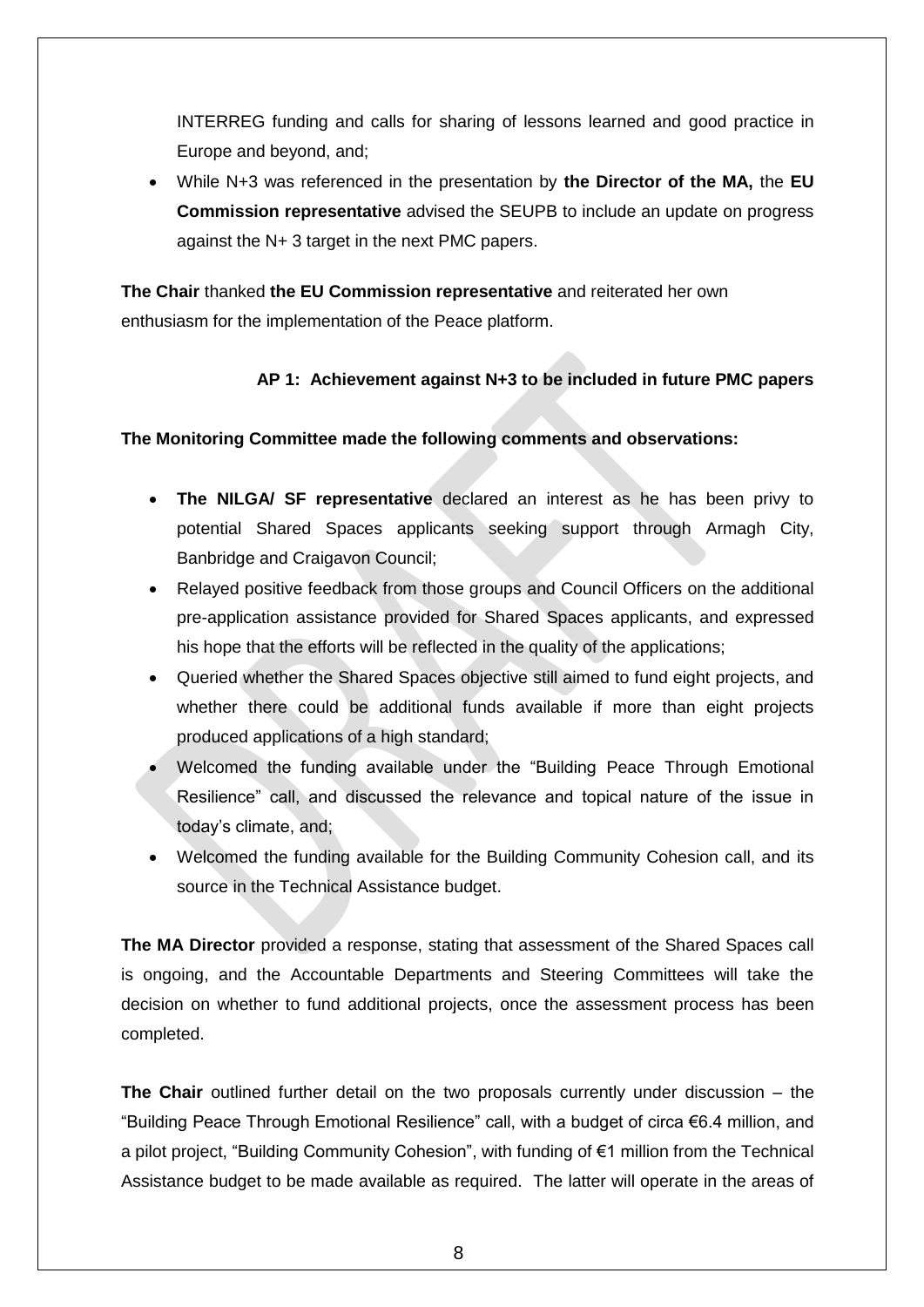INTERREG funding and calls for sharing of lessons learned and good practice in Europe and beyond, and;

- While N+3 was referenced in the presentation by **the Director of the MA,** the **EU Commission representative** advised the SEUPB to include an update on progress against the N+ 3 target in the next PMC papers.

**The Chair** thanked **the EU Commission representative** and reiterated her own enthusiasm for the implementation of the Peace platform.

**AP 1: Achievement against N+3 to be included in future PMC papers**

**The Monitoring Committee made the following comments and observations:**

- **The NILGA/ SF representative** declared an interest as he has been privy to potential Shared Spaces applicants seeking support through Armagh City, Banbridge and Craigavon Council;
- Relayed positive feedback from those groups and Council Officers on the additional pre-application assistance provided for Shared Spaces applicants, and expressed his hope that the efforts will be reflected in the quality of the applications;
- Queried whether the Shared Spaces objective still aimed to fund eight projects, and whether there could be additional funds available if more than eight projects produced applications of a high standard;
- Welcomed the funding available under the "Building Peace Through Emotional Resilience" call, and discussed the relevance and topical nature of the issue in today's climate, and;
- Welcomed the funding available for the Building Community Cohesion call, and its source in the Technical Assistance budget.

**The MA Director** provided a response, stating that assessment of the Shared Spaces call is ongoing, and the Accountable Departments and Steering Committees will take the decision on whether to fund additional projects, once the assessment process has been completed.

**The Chair** outlined further detail on the two proposals currently under discussion – the "Building Peace Through Emotional Resilience" call, with a budget of circa €6.4 million, and a pilot project, "Building Community Cohesion", with funding of €1 million from the Technical Assistance budget to be made available as required. The latter will operate in the areas of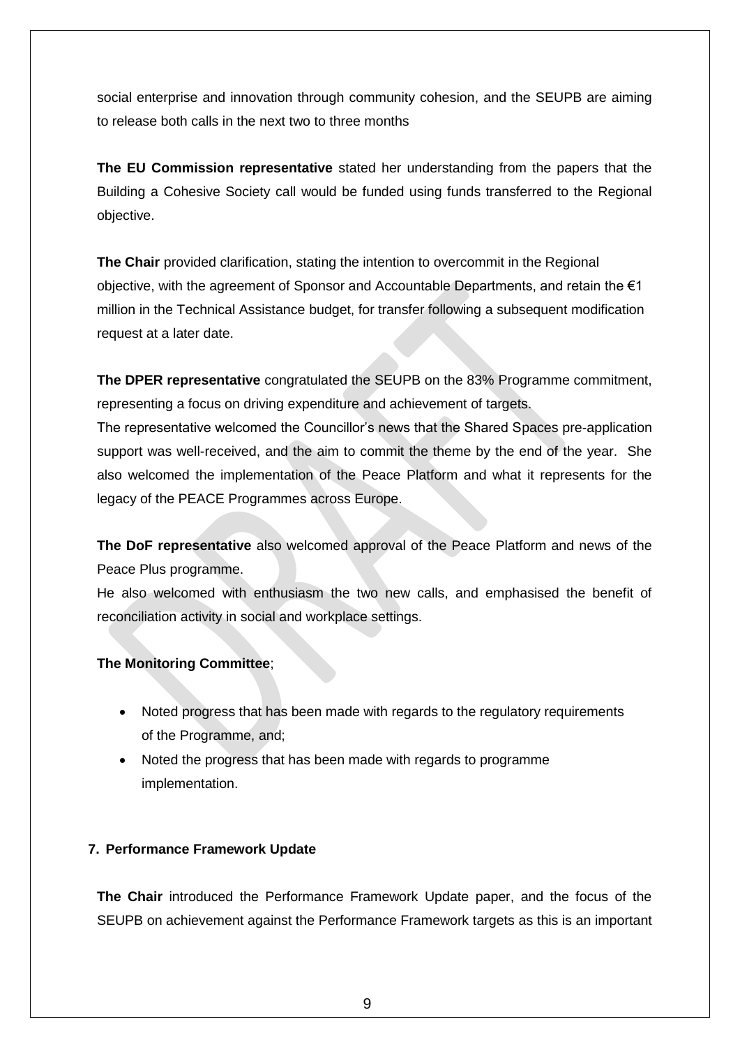social enterprise and innovation through community cohesion, and the SEUPB are aiming to release both calls in the next two to three months

**The EU Commission representative** stated her understanding from the papers that the Building a Cohesive Society call would be funded using funds transferred to the Regional objective.

**The Chair** provided clarification, stating the intention to overcommit in the Regional objective, with the agreement of Sponsor and Accountable Departments, and retain the €1 million in the Technical Assistance budget, for transfer following a subsequent modification request at a later date.

**The DPER representative** congratulated the SEUPB on the 83% Programme commitment, representing a focus on driving expenditure and achievement of targets.

The representative welcomed the Councillor's news that the Shared Spaces pre-application support was well-received, and the aim to commit the theme by the end of the year. She also welcomed the implementation of the Peace Platform and what it represents for the legacy of the PEACE Programmes across Europe.

**The DoF representative** also welcomed approval of the Peace Platform and news of the Peace Plus programme.

He also welcomed with enthusiasm the two new calls, and emphasised the benefit of reconciliation activity in social and workplace settings.

**The Monitoring Committee**;

- Noted progress that has been made with regards to the regulatory requirements of the Programme, and;
- Noted the progress that has been made with regards to programme implementation.

## 7. Performance Framework Update

**The Chair** introduced the Performance Framework Update paper, and the focus of the SEUPB on achievement against the Performance Framework targets as this is an important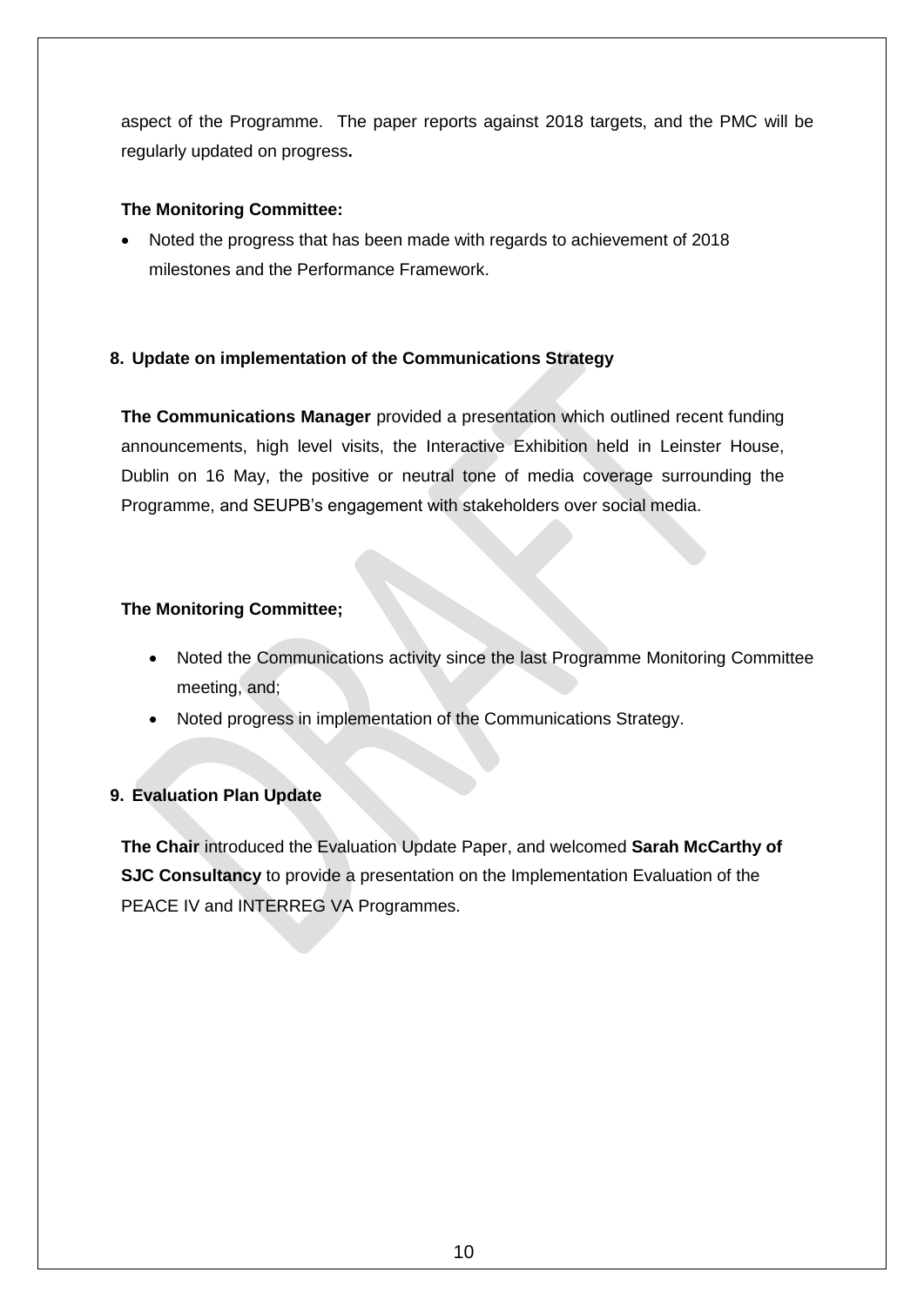aspect of the Programme. The paper reports against 2018 targets, and the PMC will be regularly updated on progress**.**

**The Monitoring Committee:**

- Noted the progress that has been made with regards to achievement of 2018 milestones and the Performance Framework.

## 8. Update on implementation of the Communications Strategy

**The Communications Manager** provided a presentation which outlined recent funding announcements, high level visits, the Interactive Exhibition held in Leinster House, Dublin on 16 May, the positive or neutral tone of media coverage surrounding the Programme, and SEUPB's engagement with stakeholders over social media.

**The Monitoring Committee;**

- Noted the Communications activity since the last Programme Monitoring Committee meeting, and;
- Noted progress in implementation of the Communications Strategy.

## 9. Evaluation Plan Update

**The Chair** introduced the Evaluation Update Paper, and welcomed **Sarah McCarthy of SJC Consultancy** to provide a presentation on the Implementation Evaluation of the PEACE IV and INTERREG VA Programmes.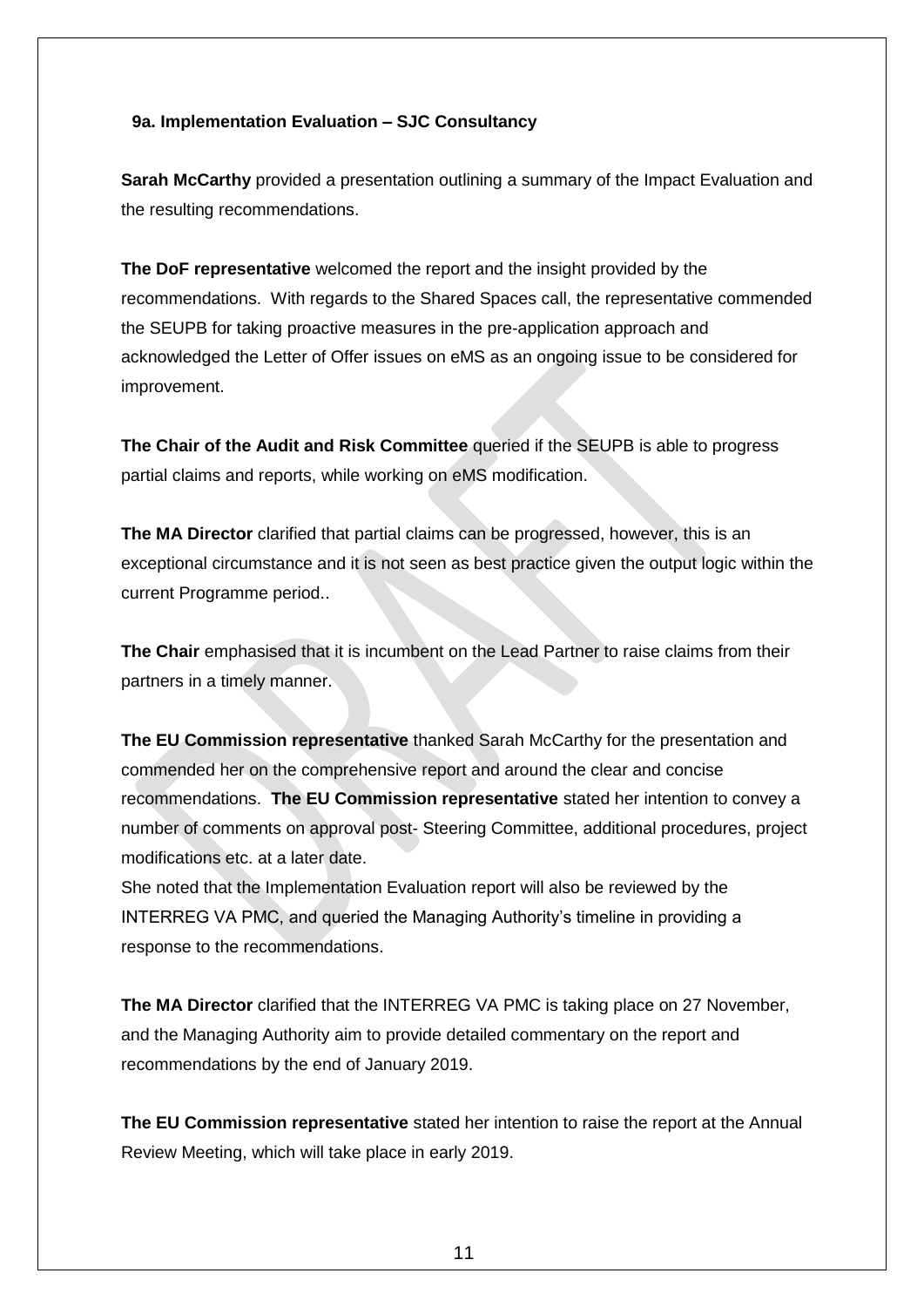### 9a. Implementation Evaluation – SJC Consultancy

**Sarah McCarthy** provided a presentation outlining a summary of the Impact Evaluation and the resulting recommendations.

**The DoF representative** welcomed the report and the insight provided by the recommendations. With regards to the Shared Spaces call, the representative commended the SEUPB for taking proactive measures in the pre-application approach and acknowledged the Letter of Offer issues on eMS as an ongoing issue to be considered for improvement.

**The Chair of the Audit and Risk Committee** queried if the SEUPB is able to progress partial claims and reports, while working on eMS modification.

**The MA Director** clarified that partial claims can be progressed, however, this is an exceptional circumstance and it is not seen as best practice given the output logic within the current Programme period..

**The Chair** emphasised that it is incumbent on the Lead Partner to raise claims from their partners in a timely manner.

**The EU Commission representative** thanked Sarah McCarthy for the presentation and commended her on the comprehensive report and around the clear and concise recommendations. **The EU Commission representative** stated her intention to convey a number of comments on approval post- Steering Committee, additional procedures, project modifications etc. at a later date.
She noted that the Implementation Evaluation report will also be reviewed by the INTERREG VA PMC, and queried the Managing Authority's timeline in providing a response to the recommendations.

**The MA Director** clarified that the INTERREG VA PMC is taking place on 27 November, and the Managing Authority aim to provide detailed commentary on the report and recommendations by the end of January 2019.

**The EU Commission representative** stated her intention to raise the report at the Annual Review Meeting, which will take place in early 2019.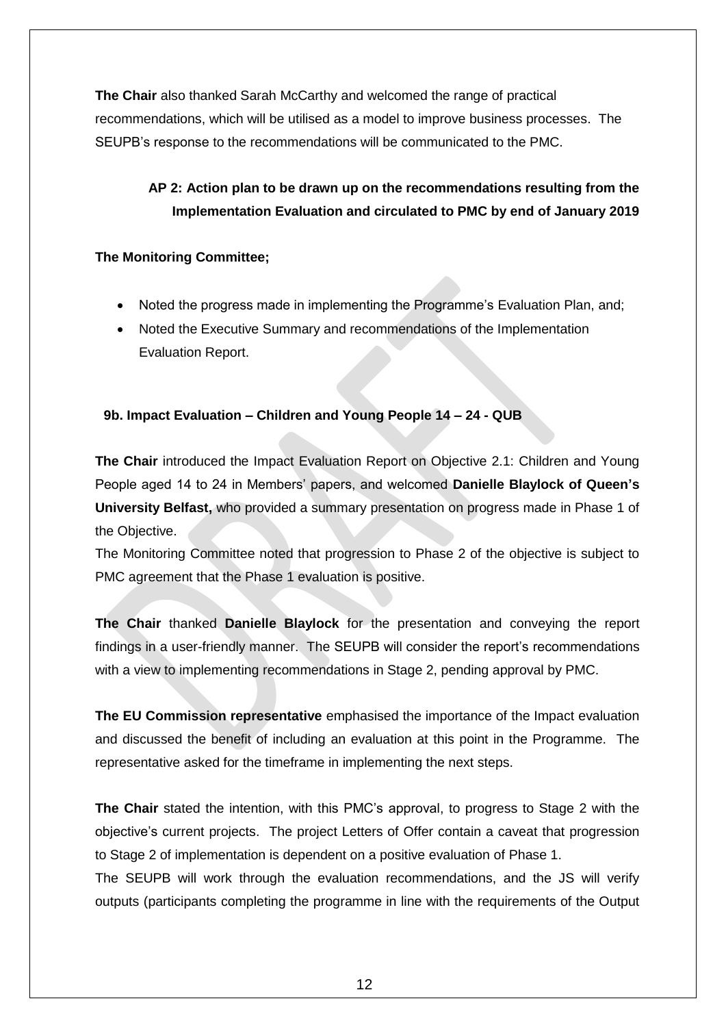**The Chair** also thanked Sarah McCarthy and welcomed the range of practical recommendations, which will be utilised as a model to improve business processes. The SEUPB's response to the recommendations will be communicated to the PMC.

> **AP 2: Action plan to be drawn up on the recommendations resulting from the Implementation Evaluation and circulated to PMC by end of January 2019**

**The Monitoring Committee;**

- Noted the progress made in implementing the Programme's Evaluation Plan, and;
- Noted the Executive Summary and recommendations of the Implementation Evaluation Report.

### 9b. Impact Evaluation – Children and Young People 14 – 24 - QUB

**The Chair** introduced the Impact Evaluation Report on Objective 2.1: Children and Young People aged 14 to 24 in Members' papers, and welcomed **Danielle Blaylock of Queen's University Belfast,** who provided a summary presentation on progress made in Phase 1 of the Objective.

The Monitoring Committee noted that progression to Phase 2 of the objective is subject to PMC agreement that the Phase 1 evaluation is positive.

**The Chair** thanked **Danielle Blaylock** for the presentation and conveying the report findings in a user-friendly manner. The SEUPB will consider the report's recommendations with a view to implementing recommendations in Stage 2, pending approval by PMC.

**The EU Commission representative** emphasised the importance of the Impact evaluation and discussed the benefit of including an evaluation at this point in the Programme. The representative asked for the timeframe in implementing the next steps.

**The Chair** stated the intention, with this PMC's approval, to progress to Stage 2 with the objective's current projects. The project Letters of Offer contain a caveat that progression to Stage 2 of implementation is dependent on a positive evaluation of Phase 1.

The SEUPB will work through the evaluation recommendations, and the JS will verify outputs (participants completing the programme in line with the requirements of the Output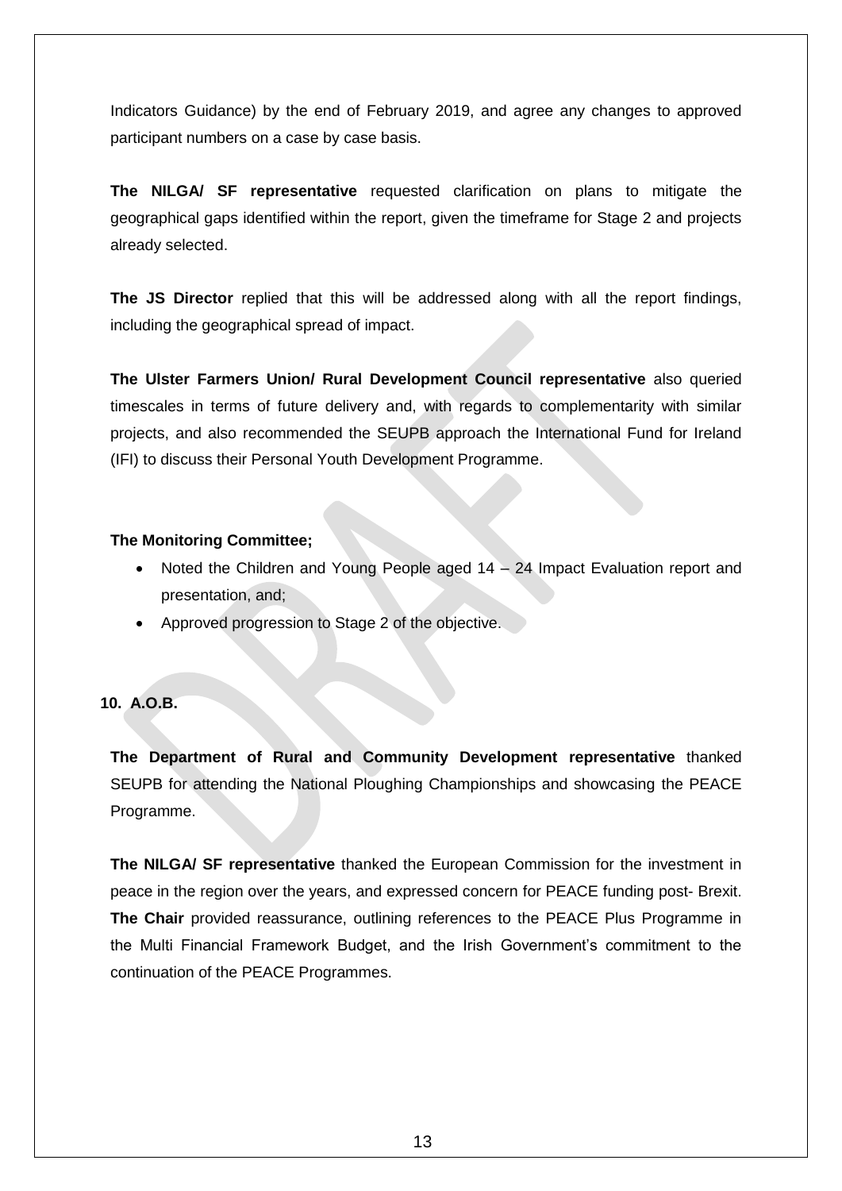Indicators Guidance) by the end of February 2019, and agree any changes to approved participant numbers on a case by case basis.

**The NILGA/ SF representative** requested clarification on plans to mitigate the geographical gaps identified within the report, given the timeframe for Stage 2 and projects already selected.

**The JS Director** replied that this will be addressed along with all the report findings, including the geographical spread of impact.

**The Ulster Farmers Union/ Rural Development Council representative** also queried timescales in terms of future delivery and, with regards to complementarity with similar projects, and also recommended the SEUPB approach the International Fund for Ireland (IFI) to discuss their Personal Youth Development Programme.

**The Monitoring Committee;**

- Noted the Children and Young People aged 14 – 24 Impact Evaluation report and presentation, and;
- Approved progression to Stage 2 of the objective.

**10. A.O.B.**

**The Department of Rural and Community Development representative** thanked SEUPB for attending the National Ploughing Championships and showcasing the PEACE Programme.

**The NILGA/ SF representative** thanked the European Commission for the investment in peace in the region over the years, and expressed concern for PEACE funding post- Brexit. **The Chair** provided reassurance, outlining references to the PEACE Plus Programme in the Multi Financial Framework Budget, and the Irish Government's commitment to the continuation of the PEACE Programmes.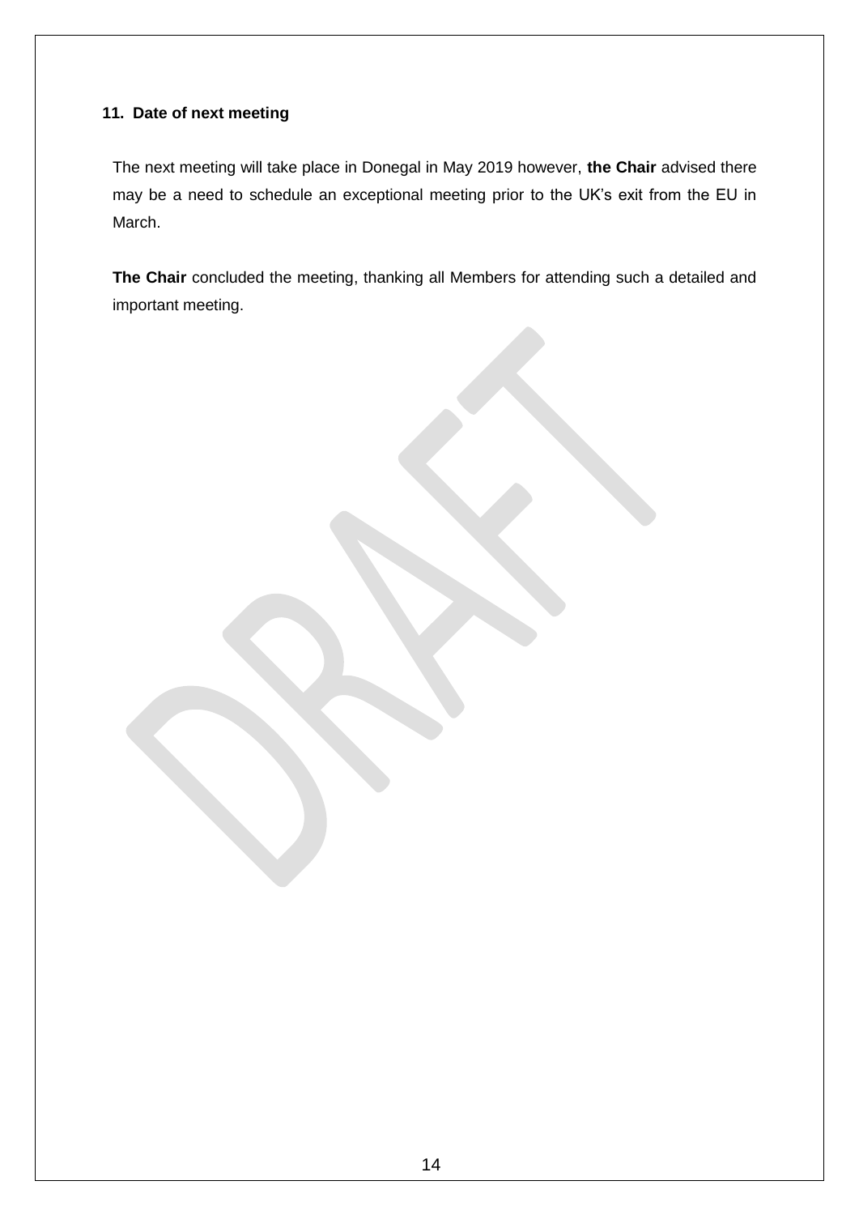## 11. Date of next meeting

The next meeting will take place in Donegal in May 2019 however, **the Chair** advised there may be a need to schedule an exceptional meeting prior to the UK's exit from the EU in March.

**The Chair** concluded the meeting, thanking all Members for attending such a detailed and important meeting.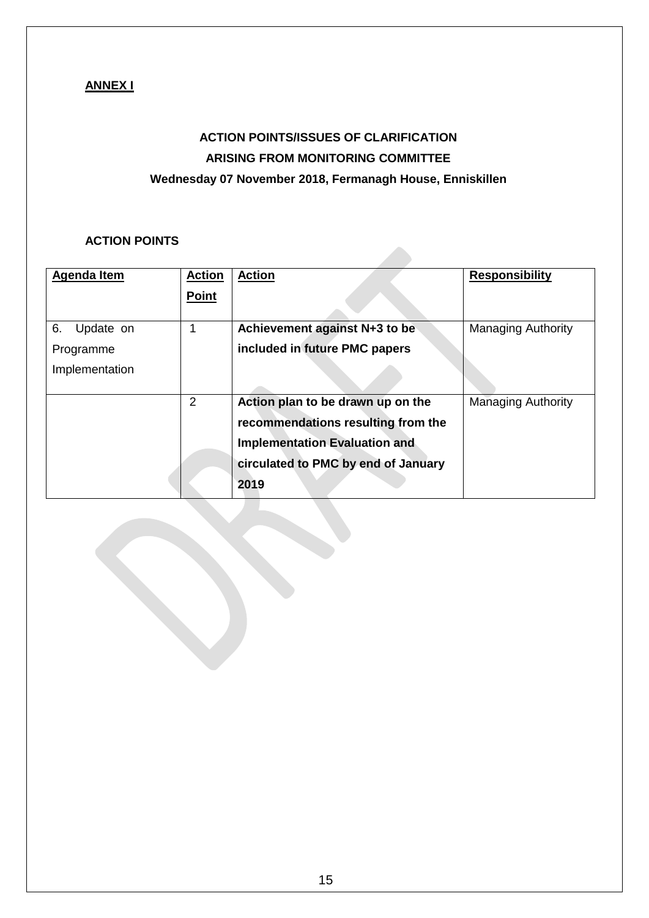**ANNEX I**

**ACTION POINTS/ISSUES OF CLARIFICATION**

**ARISING FROM MONITORING COMMITTEE**

**Wednesday 07 November 2018, Fermanagh House, Enniskillen**

**ACTION POINTS**

| Agenda Item | Action Point | Action | Responsibility |
|---|---|---|---|
| 6. Update on Programme Implementation | 1 | **Achievement against N+3 to be included in future PMC papers** | Managing Authority |
| | 2 | **Action plan to be drawn up on the recommendations resulting from the Implementation Evaluation and circulated to PMC by end of January 2019** | Managing Authority |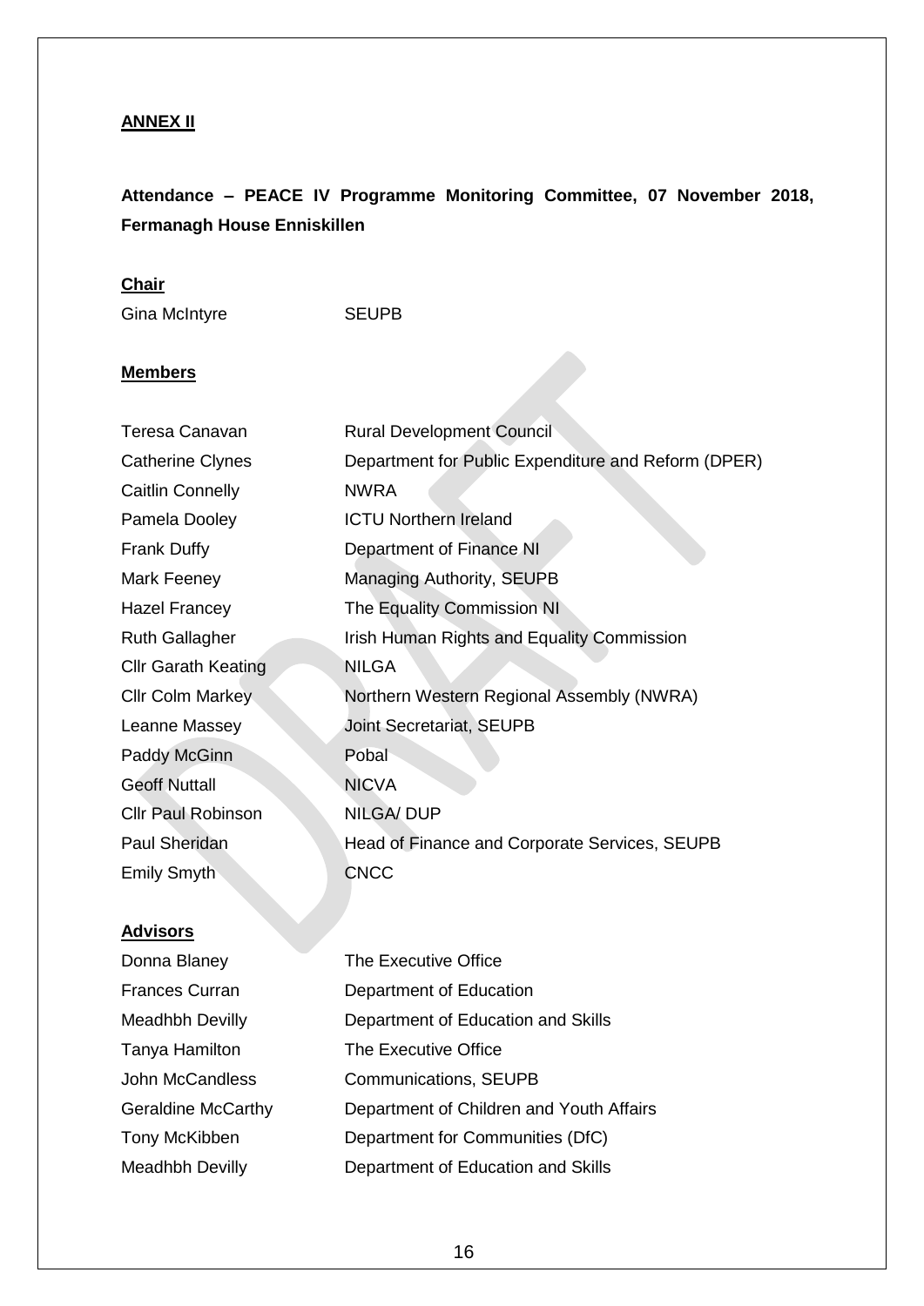**ANNEX II**

**Attendance – PEACE IV Programme Monitoring Committee, 07 November 2018, Fermanagh House Enniskillen**

**Chair**

| | |
|---|---|
| Gina McIntyre | SEUPB |

**Members**

| | |
|---|---|
| Teresa Canavan | Rural Development Council |
| Catherine Clynes | Department for Public Expenditure and Reform (DPER) |
| Caitlin Connelly | NWRA |
| Pamela Dooley | ICTU Northern Ireland |
| Frank Duffy | Department of Finance NI |
| Mark Feeney | Managing Authority, SEUPB |
| Hazel Francey | The Equality Commission NI |
| Ruth Gallagher | Irish Human Rights and Equality Commission |
| Cllr Garath Keating | NILGA |
| Cllr Colm Markey | Northern Western Regional Assembly (NWRA) |
| Leanne Massey | Joint Secretariat, SEUPB |
| Paddy McGinn | Pobal |
| Geoff Nuttall | NICVA |
| Cllr Paul Robinson | NILGA/ DUP |
| Paul Sheridan | Head of Finance and Corporate Services, SEUPB |
| Emily Smyth | CNCC |

**Advisors**

| | |
|---|---|
| Donna Blaney | The Executive Office |
| Frances Curran | Department of Education |
| Meadhbh Devilly | Department of Education and Skills |
| Tanya Hamilton | The Executive Office |
| John McCandless | Communications, SEUPB |
| Geraldine McCarthy | Department of Children and Youth Affairs |
| Tony McKibben | Department for Communities (DfC) |
| Meadhbh Devilly | Department of Education and Skills |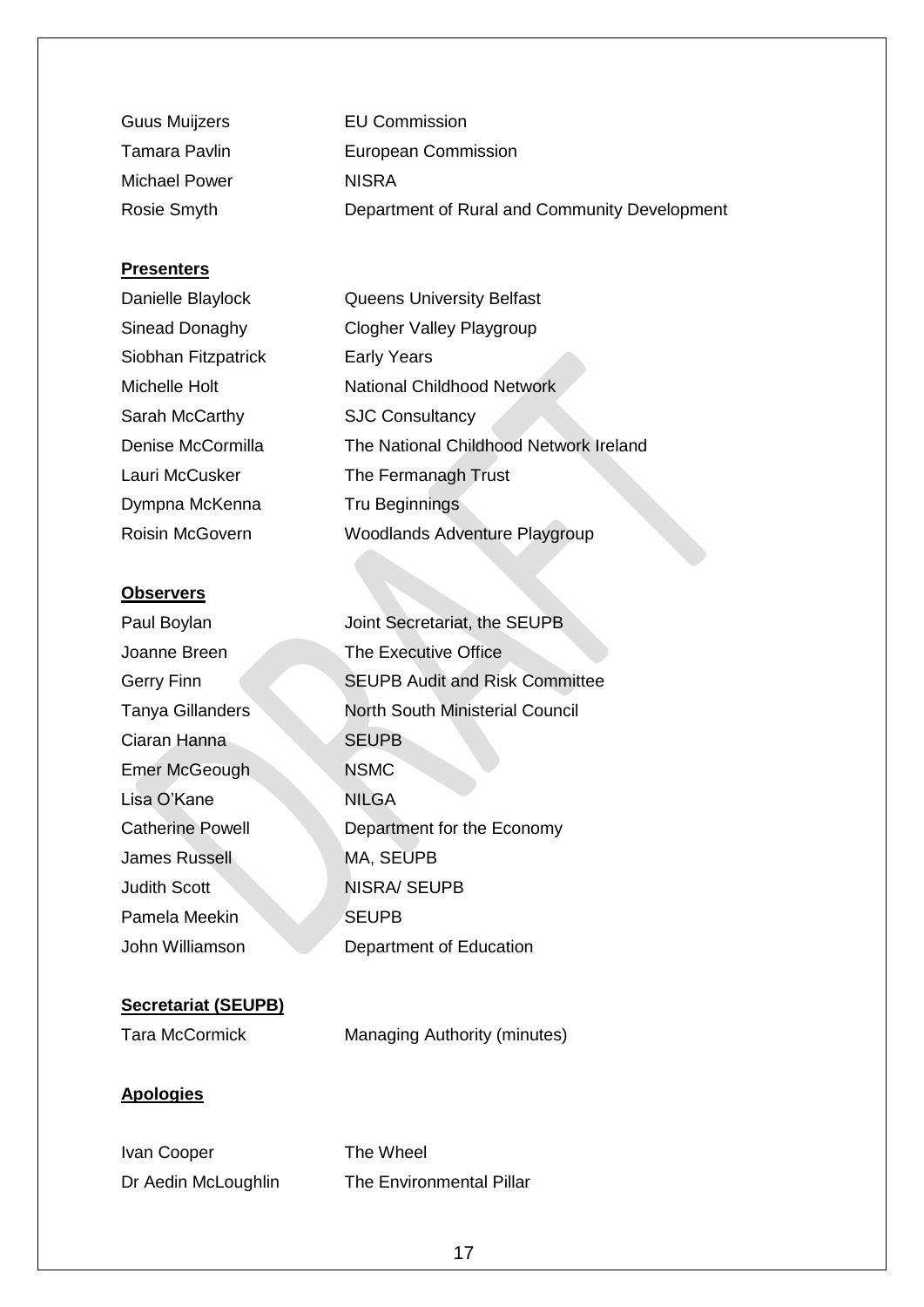| | |
|---|---|
| Guus Muijzers | EU Commission |
| Tamara Pavlin | European Commission |
| Michael Power | NISRA |
| Rosie Smyth | Department of Rural and Community Development |

**Presenters**

| | |
|---|---|
| Danielle Blaylock | Queens University Belfast |
| Sinead Donaghy | Clogher Valley Playgroup |
| Siobhan Fitzpatrick | Early Years |
| Michelle Holt | National Childhood Network |
| Sarah McCarthy | SJC Consultancy |
| Denise McCormilla | The National Childhood Network Ireland |
| Lauri McCusker | The Fermanagh Trust |
| Dympna McKenna | Tru Beginnings |
| Roisin McGovern | Woodlands Adventure Playgroup |

**Observers**

| | |
|---|---|
| Paul Boylan | Joint Secretariat, the SEUPB |
| Joanne Breen | The Executive Office |
| Gerry Finn | SEUPB Audit and Risk Committee |
| Tanya Gillanders | North South Ministerial Council |
| Ciaran Hanna | SEUPB |
| Emer McGeough | NSMC |
| Lisa O'Kane | NILGA |
| Catherine Powell | Department for the Economy |
| James Russell | MA, SEUPB |
| Judith Scott | NISRA/ SEUPB |
| Pamela Meekin | SEUPB |
| John Williamson | Department of Education |

**Secretariat (SEUPB)**

| | |
|---|---|
| Tara McCormick | Managing Authority (minutes) |

**Apologies**

| | |
|---|---|
| Ivan Cooper | The Wheel |
| Dr Aedin McLoughlin | The Environmental Pillar |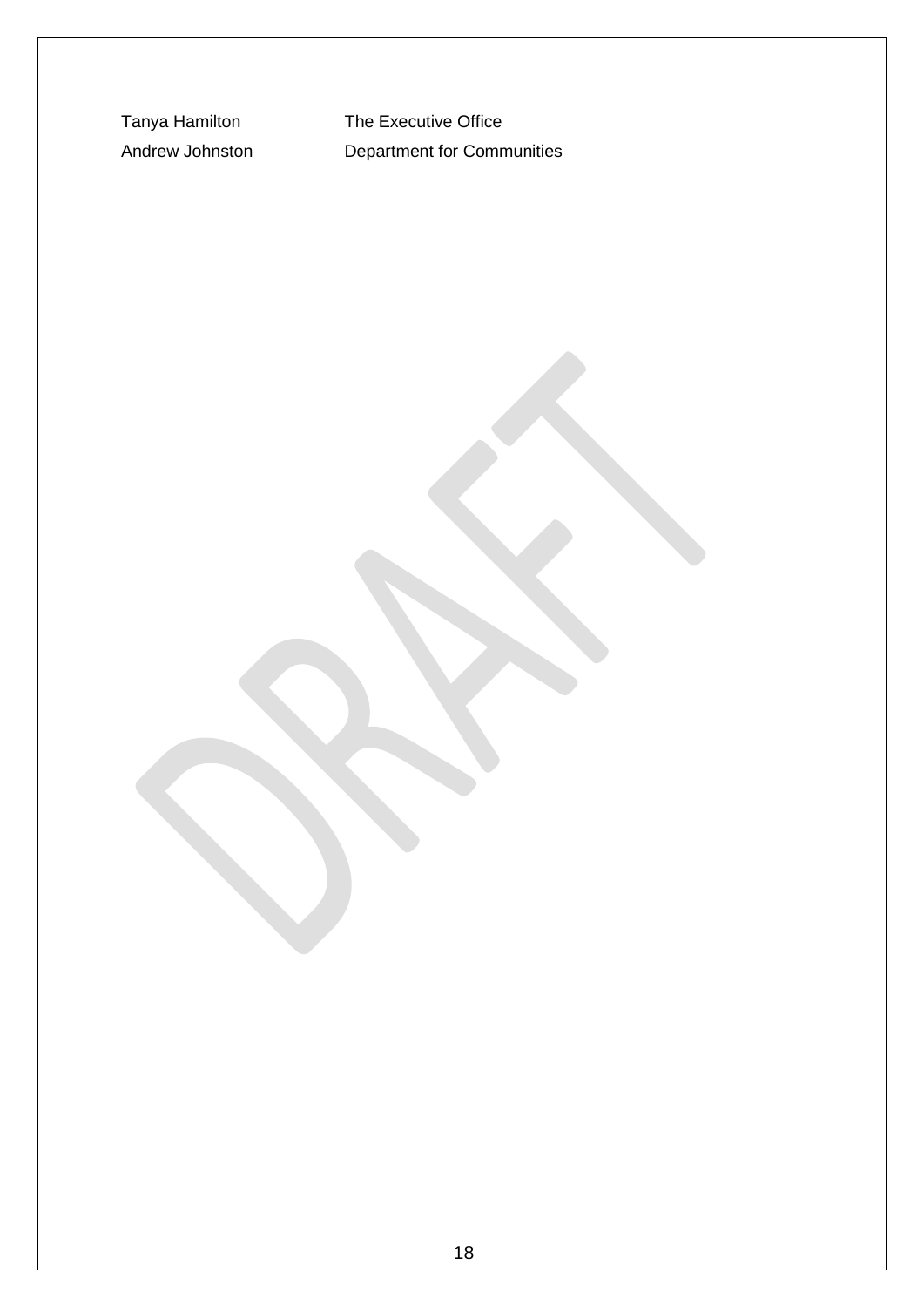| | |
|---|---|
| Tanya Hamilton | The Executive Office |
| Andrew Johnston | Department for Communities |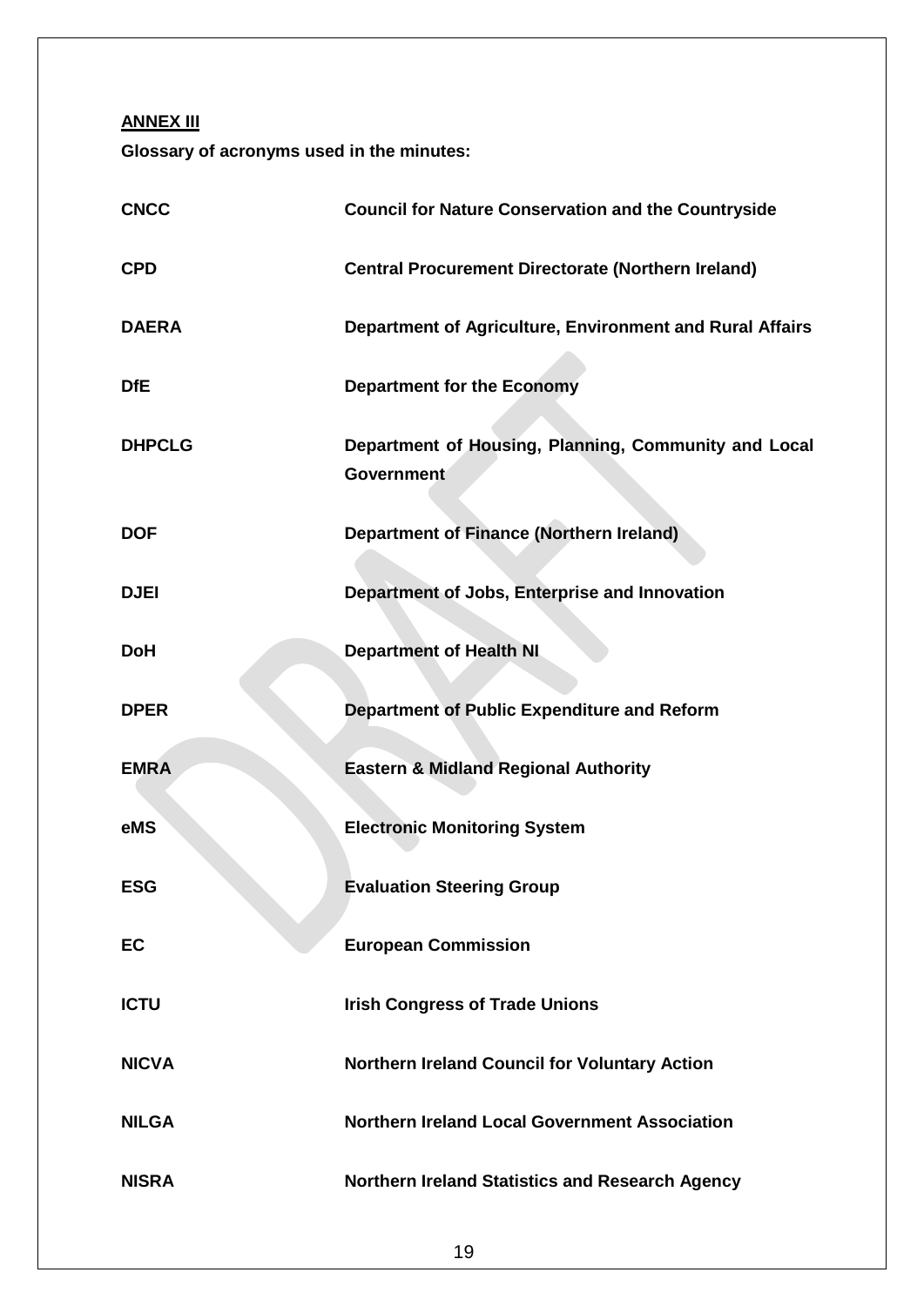**ANNEX III**

**Glossary of acronyms used in the minutes:**

| | |
|---|---|
| **CNCC** | **Council for Nature Conservation and the Countryside** |
| **CPD** | **Central Procurement Directorate (Northern Ireland)** |
| **DAERA** | **Department of Agriculture, Environment and Rural Affairs** |
| **DfE** | **Department for the Economy** |
| **DHPCLG** | **Department of Housing, Planning, Community and Local Government** |
| **DOF** | **Department of Finance (Northern Ireland)** |
| **DJEI** | **Department of Jobs, Enterprise and Innovation** |
| **DoH** | **Department of Health NI** |
| **DPER** | **Department of Public Expenditure and Reform** |
| **EMRA** | **Eastern & Midland Regional Authority** |
| **eMS** | **Electronic Monitoring System** |
| **ESG** | **Evaluation Steering Group** |
| **EC** | **European Commission** |
| **ICTU** | **Irish Congress of Trade Unions** |
| **NICVA** | **Northern Ireland Council for Voluntary Action** |
| **NILGA** | **Northern Ireland Local Government Association** |
| **NISRA** | **Northern Ireland Statistics and Research Agency** |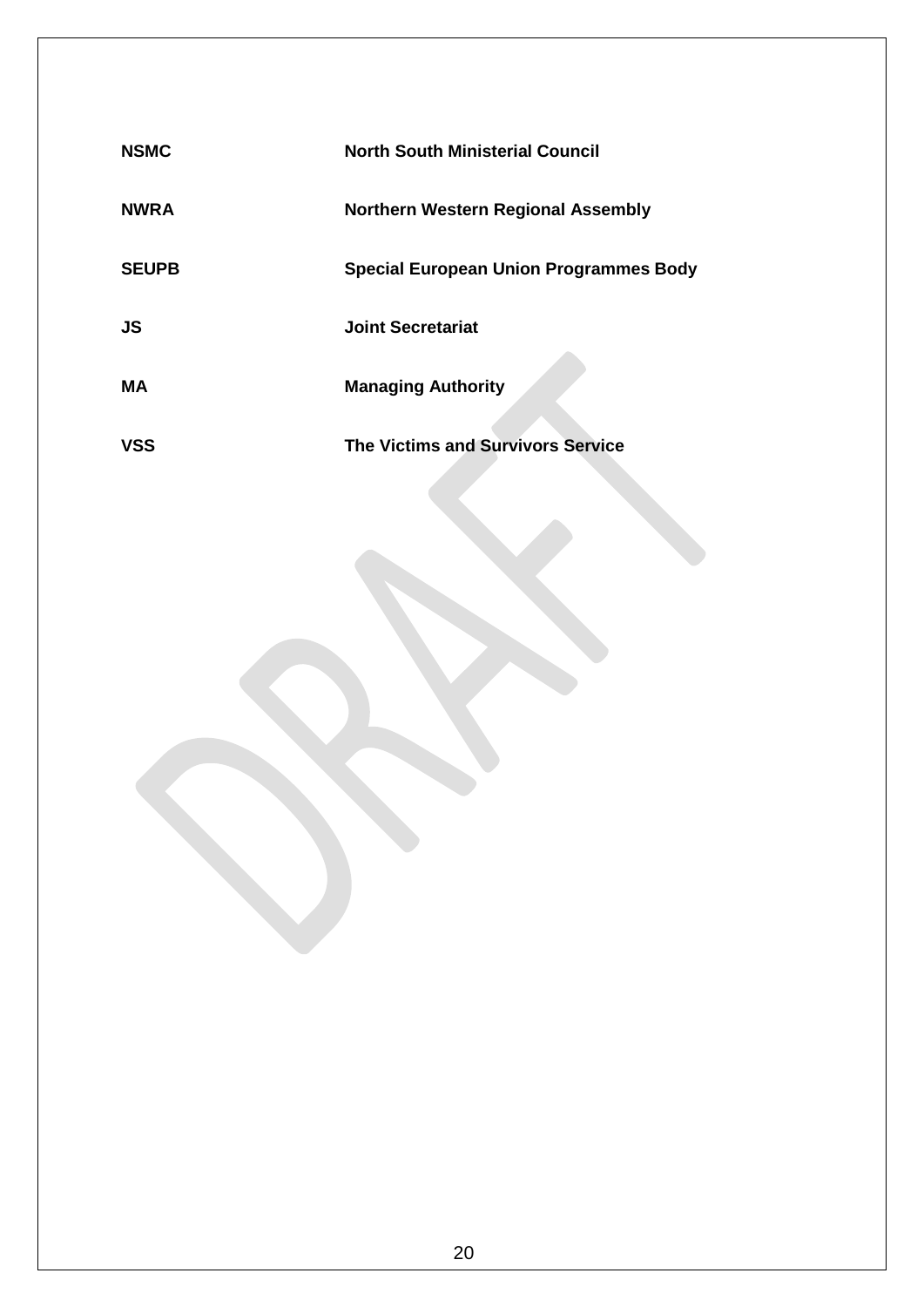| | |
|---|---|
| **NSMC** | **North South Ministerial Council** |
| **NWRA** | **Northern Western Regional Assembly** |
| **SEUPB** | **Special European Union Programmes Body** |
| **JS** | **Joint Secretariat** |
| **MA** | **Managing Authority** |
| **VSS** | **The Victims and Survivors Service** |